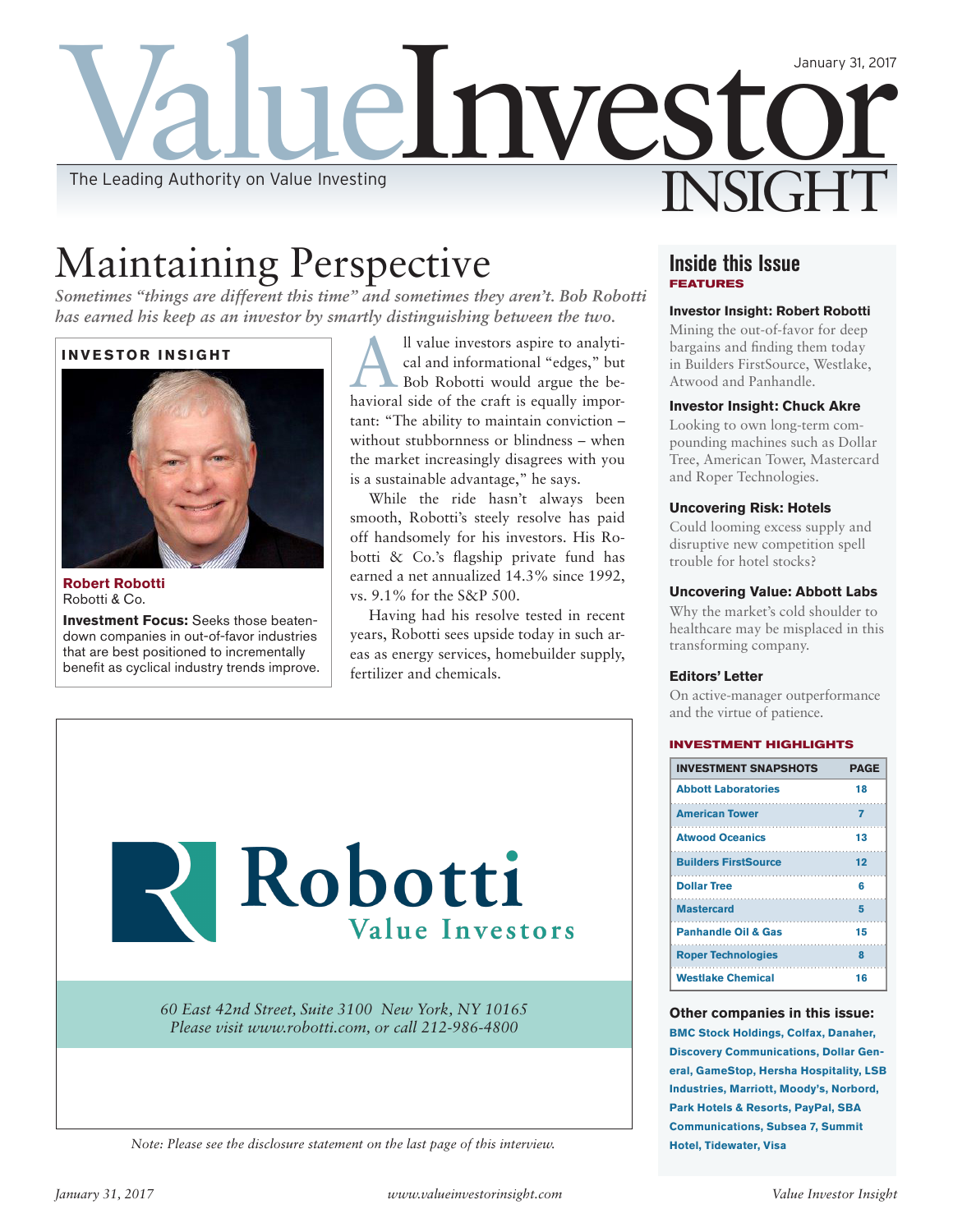# Value Investor INSIGHT

January 31, 2017

The Leading Authority on Value Investing

## Maintaining Perspective

*Sometimes "things are different this time" and sometimes they aren't. Bob Robotti has earned his keep as an investor by smartly distinguishing between the two.*

**INVESTOR INSIGHT**

**Robert Robotti**
Robotti & Co.

**Investment Focus:** Seeks those beaten-down companies in out-of-favor industries that are best positioned to incrementally benefit as cyclical industry trends improve.

All value investors aspire to analytical and informational "edges," but Bob Robotti would argue the behavioral side of the craft is equally important: "The ability to maintain conviction – without stubbornness or blindness – when the market increasingly disagrees with you is a sustainable advantage," he says.

While the ride hasn't always been smooth, Robotti's steely resolve has paid off handsomely for his investors. His Robotti & Co.'s flagship private fund has earned a net annualized 14.3% since 1992, vs. 9.1% for the S&P 500.

Having had his resolve tested in recent years, Robotti sees upside today in such areas as energy services, homebuilder supply, fertilizer and chemicals.

Robotti Value Investors

*60 East 42nd Street, Suite 3100 New York, NY 10165*
*Please visit www.robotti.com, or call 212-986-4800*

*Note: Please see the disclosure statement on the last page of this interview.*

### Inside this Issue

**FEATURES**

**Investor Insight: Robert Robotti**
Mining the out-of-favor for deep bargains and finding them today in Builders FirstSource, Westlake, Atwood and Panhandle.

**Investor Insight: Chuck Akre**
Looking to own long-term compounding machines such as Dollar Tree, American Tower, Mastercard and Roper Technologies.

**Uncovering Risk: Hotels**
Could looming excess supply and disruptive new competition spell trouble for hotel stocks?

**Uncovering Value: Abbott Labs**
Why the market's cold shoulder to healthcare may be misplaced in this transforming company.

**Editors' Letter**
On active-manager outperformance and the virtue of patience.

**INVESTMENT HIGHLIGHTS**

| INVESTMENT SNAPSHOTS | PAGE |
|---|---|
| Abbott Laboratories | 18 |
| American Tower | 7 |
| Atwood Oceanics | 13 |
| Builders FirstSource | 12 |
| Dollar Tree | 6 |
| Mastercard | 5 |
| Panhandle Oil & Gas | 15 |
| Roper Technologies | 8 |
| Westlake Chemical | 16 |

**Other companies in this issue:**
BMC Stock Holdings, Colfax, Danaher, Discovery Communications, Dollar General, GameStop, Hersha Hospitality, LSB Industries, Marriott, Moody's, Norbord, Park Hotels & Resorts, PayPal, SBA Communications, Subsea 7, Summit Hotel, Tidewater, Visa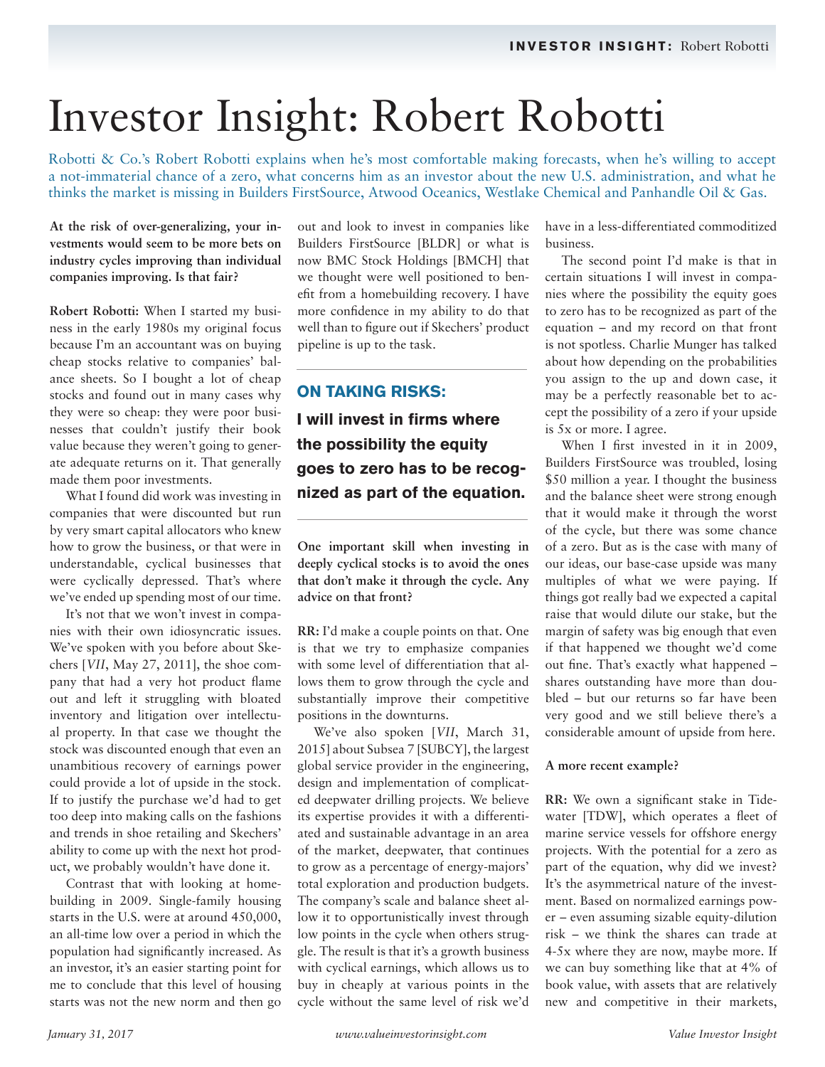# Investor Insight: Robert Robotti

Robotti & Co.'s Robert Robotti explains when he's most comfortable making forecasts, when he's willing to accept a not-immaterial chance of a zero, what concerns him as an investor about the new U.S. administration, and what he thinks the market is missing in Builders FirstSource, Atwood Oceanics, Westlake Chemical and Panhandle Oil & Gas.

**At the risk of over-generalizing, your investments would seem to be more bets on industry cycles improving than individual companies improving. Is that fair?**

**Robert Robotti:** When I started my business in the early 1980s my original focus because I'm an accountant was on buying cheap stocks relative to companies' balance sheets. So I bought a lot of cheap stocks and found out in many cases why they were so cheap: they were poor businesses that couldn't justify their book value because they weren't going to generate adequate returns on it. That generally made them poor investments.

What I found did work was investing in companies that were discounted but run by very smart capital allocators who knew how to grow the business, or that were in understandable, cyclical businesses that were cyclically depressed. That's where we've ended up spending most of our time.

It's not that we won't invest in companies with their own idiosyncratic issues. We've spoken with you before about Skechers [*VII*, May 27, 2011], the shoe company that had a very hot product flame out and left it struggling with bloated inventory and litigation over intellectual property. In that case we thought the stock was discounted enough that even an unambitious recovery of earnings power could provide a lot of upside in the stock. If to justify the purchase we'd had to get too deep into making calls on the fashions and trends in shoe retailing and Skechers' ability to come up with the next hot product, we probably wouldn't have done it.

Contrast that with looking at homebuilding in 2009. Single-family housing starts in the U.S. were at around 450,000, an all-time low over a period in which the population had significantly increased. As an investor, it's an easier starting point for me to conclude that this level of housing starts was not the new norm and then go out and look to invest in companies like Builders FirstSource [BLDR] or what is now BMC Stock Holdings [BMCH] that we thought were well positioned to benefit from a homebuilding recovery. I have more confidence in my ability to do that well than to figure out if Skechers' product pipeline is up to the task.

## ON TAKING RISKS:

**I will invest in firms where the possibility the equity goes to zero has to be recognized as part of the equation.**

**One important skill when investing in deeply cyclical stocks is to avoid the ones that don't make it through the cycle. Any advice on that front?**

**RR:** I'd make a couple points on that. One is that we try to emphasize companies with some level of differentiation that allows them to grow through the cycle and substantially improve their competitive positions in the downturns.

We've also spoken [*VII*, March 31, 2015] about Subsea 7 [SUBCY], the largest global service provider in the engineering, design and implementation of complicated deepwater drilling projects. We believe its expertise provides it with a differentiated and sustainable advantage in an area of the market, deepwater, that continues to grow as a percentage of energy-majors' total exploration and production budgets. The company's scale and balance sheet allow it to opportunistically invest through low points in the cycle when others struggle. The result is that it's a growth business with cyclical earnings, which allows us to buy in cheaply at various points in the cycle without the same level of risk we'd have in a less-differentiated commoditized business.

The second point I'd make is that in certain situations I will invest in companies where the possibility the equity goes to zero has to be recognized as part of the equation – and my record on that front is not spotless. Charlie Munger has talked about how depending on the probabilities you assign to the up and down case, it may be a perfectly reasonable bet to accept the possibility of a zero if your upside is 5x or more. I agree.

When I first invested in it in 2009, Builders FirstSource was troubled, losing $50 million a year. I thought the business and the balance sheet were strong enough that it would make it through the worst of the cycle, but there was some chance of a zero. But as is the case with many of our ideas, our base-case upside was many multiples of what we were paying. If things got really bad we expected a capital raise that would dilute our stake, but the margin of safety was big enough that even if that happened we thought we'd come out fine. That's exactly what happened – shares outstanding have more than doubled – but our returns so far have been very good and we still believe there's a considerable amount of upside from here.

**A more recent example?**

**RR:** We own a significant stake in Tidewater [TDW], which operates a fleet of marine service vessels for offshore energy projects. With the potential for a zero as part of the equation, why did we invest? It's the asymmetrical nature of the investment. Based on normalized earnings power – even assuming sizable equity-dilution risk – we think the shares can trade at 4-5x where they are now, maybe more. If we can buy something like that at 4% of book value, with assets that are relatively new and competitive in their markets,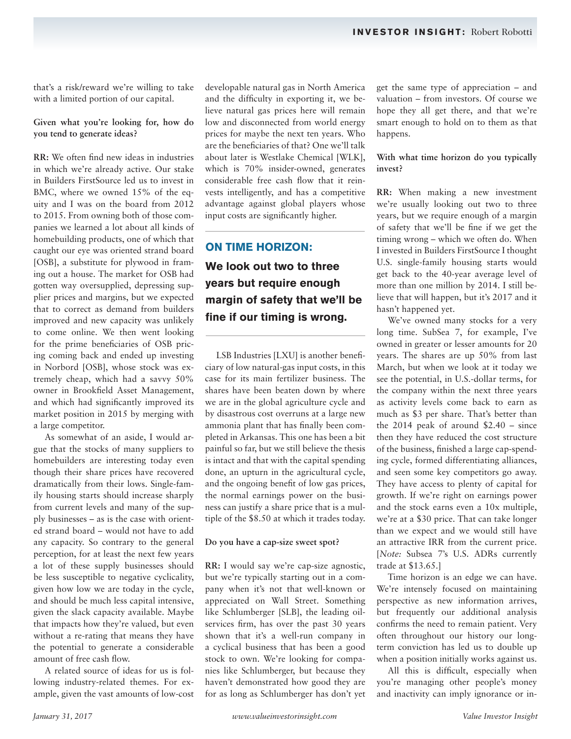that's a risk/reward we're willing to take with a limited portion of our capital.

**Given what you're looking for, how do you tend to generate ideas?**

**RR:** We often find new ideas in industries in which we're already active. Our stake in Builders FirstSource led us to invest in BMC, where we owned 15% of the equity and I was on the board from 2012 to 2015. From owning both of those companies we learned a lot about all kinds of homebuilding products, one of which that caught our eye was oriented strand board [OSB], a substitute for plywood in framing out a house. The market for OSB had gotten way oversupplied, depressing supplier prices and margins, but we expected that to correct as demand from builders improved and new capacity was unlikely to come online. We then went looking for the prime beneficiaries of OSB pricing coming back and ended up investing in Norbord [OSB], whose stock was extremely cheap, which had a savvy 50% owner in Brookfield Asset Management, and which had significantly improved its market position in 2015 by merging with a large competitor.

As somewhat of an aside, I would argue that the stocks of many suppliers to homebuilders are interesting today even though their share prices have recovered dramatically from their lows. Single-family housing starts should increase sharply from current levels and many of the supply businesses – as is the case with oriented strand board – would not have to add any capacity. So contrary to the general perception, for at least the next few years a lot of these supply businesses should be less susceptible to negative cyclicality, given how low we are today in the cycle, and should be much less capital intensive, given the slack capacity available. Maybe that impacts how they're valued, but even without a re-rating that means they have the potential to generate a considerable amount of free cash flow.

A related source of ideas for us is following industry-related themes. For example, given the vast amounts of low-cost developable natural gas in North America and the difficulty in exporting it, we believe natural gas prices here will remain low and disconnected from world energy prices for maybe the next ten years. Who are the beneficiaries of that? One we'll talk about later is Westlake Chemical [WLK], which is 70% insider-owned, generates considerable free cash flow that it reinvests intelligently, and has a competitive advantage against global players whose input costs are significantly higher.

## ON TIME HORIZON:

**We look out two to three years but require enough margin of safety that we'll be fine if our timing is wrong.**

LSB Industries [LXU] is another beneficiary of low natural-gas input costs, in this case for its main fertilizer business. The shares have been beaten down by where we are in the global agriculture cycle and by disastrous cost overruns at a large new ammonia plant that has finally been completed in Arkansas. This one has been a bit painful so far, but we still believe the thesis is intact and that with the capital spending done, an upturn in the agricultural cycle, and the ongoing benefit of low gas prices, the normal earnings power on the business can justify a share price that is a multiple of the $8.50 at which it trades today.

**Do you have a cap-size sweet spot?**

**RR:** I would say we're cap-size agnostic, but we're typically starting out in a company when it's not that well-known or appreciated on Wall Street. Something like Schlumberger [SLB], the leading oil-services firm, has over the past 30 years shown that it's a well-run company in a cyclical business that has been a good stock to own. We're looking for companies like Schlumberger, but because they haven't demonstrated how good they are for as long as Schlumberger has don't yet get the same type of appreciation – and valuation – from investors. Of course we hope they all get there, and that we're smart enough to hold on to them as that happens.

**With what time horizon do you typically invest?**

**RR:** When making a new investment we're usually looking out two to three years, but we require enough of a margin of safety that we'll be fine if we get the timing wrong – which we often do. When I invested in Builders FirstSource I thought U.S. single-family housing starts would get back to the 40-year average level of more than one million by 2014. I still believe that will happen, but it's 2017 and it hasn't happened yet.

We've owned many stocks for a very long time. SubSea 7, for example, I've owned in greater or lesser amounts for 20 years. The shares are up 50% from last March, but when we look at it today we see the potential, in U.S.-dollar terms, for the company within the next three years as activity levels come back to earn as much as $3 per share. That's better than the 2014 peak of around $2.40 – since then they have reduced the cost structure of the business, finished a large cap-spending cycle, formed differentiating alliances, and seen some key competitors go away. They have access to plenty of capital for growth. If we're right on earnings power and the stock earns even a 10x multiple, we're at a $30 price. That can take longer than we expect and we would still have an attractive IRR from the current price. [*Note:* Subsea 7's U.S. ADRs currently trade at $13.65.]

Time horizon is an edge we can have. We're intensely focused on maintaining perspective as new information arrives, but frequently our additional analysis confirms the need to remain patient. Very often throughout our history our long-term conviction has led us to double up when a position initially works against us.

All this is difficult, especially when you're managing other people's money and inactivity can imply ignorance or in-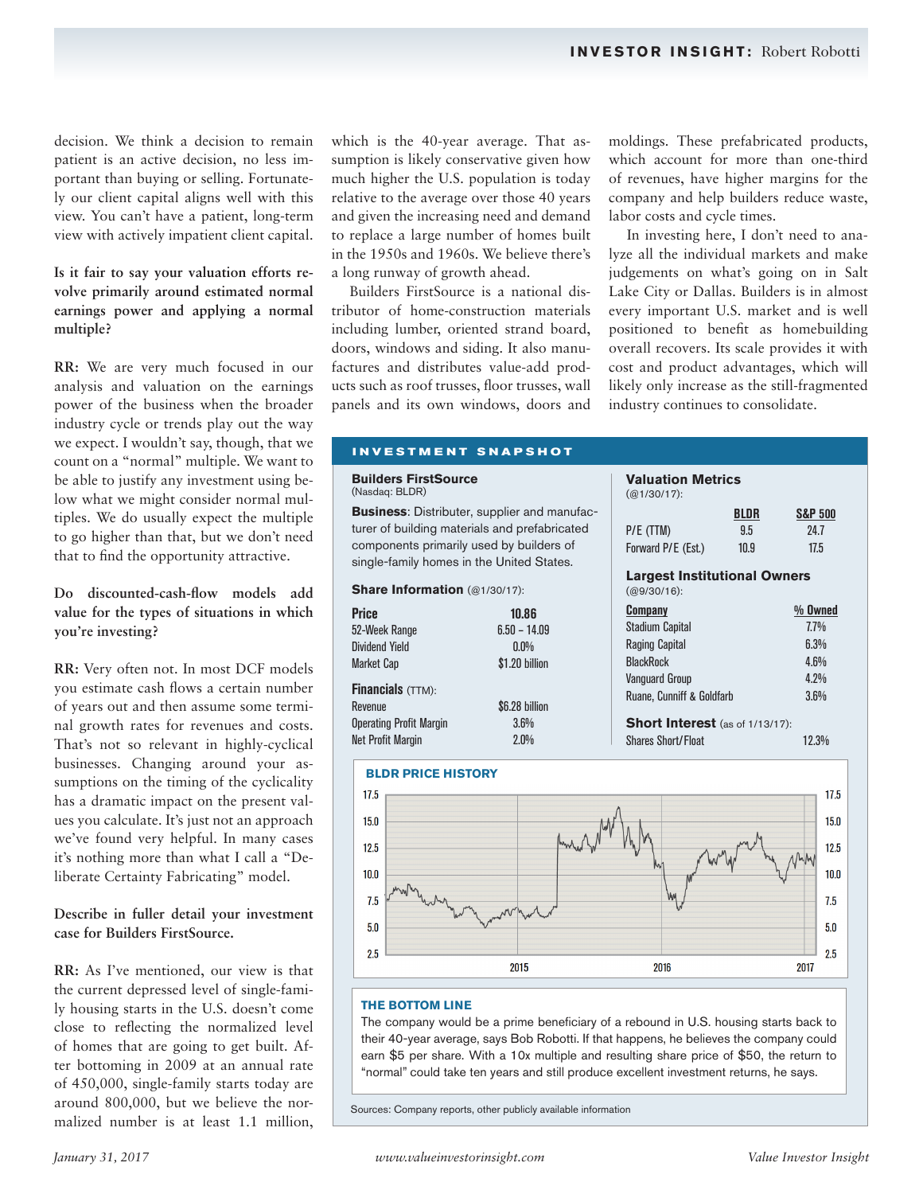decision. We think a decision to remain patient is an active decision, no less important than buying or selling. Fortunately our client capital aligns well with this view. You can't have a patient, long-term view with actively impatient client capital.

**Is it fair to say your valuation efforts revolve primarily around estimated normal earnings power and applying a normal multiple?**

**RR:** We are very much focused in our analysis and valuation on the earnings power of the business when the broader industry cycle or trends play out the way we expect. I wouldn't say, though, that we count on a "normal" multiple. We want to be able to justify any investment using below what we might consider normal multiples. We do usually expect the multiple to go higher than that, but we don't need that to find the opportunity attractive.

**Do discounted-cash-flow models add value for the types of situations in which you're investing?**

**RR:** Very often not. In most DCF models you estimate cash flows a certain number of years out and then assume some terminal growth rates for revenues and costs. That's not so relevant in highly-cyclical businesses. Changing around your assumptions on the timing of the cyclicality has a dramatic impact on the present values you calculate. It's just not an approach we've found very helpful. In many cases it's nothing more than what I call a "Deliberate Certainty Fabricating" model.

**Describe in fuller detail your investment case for Builders FirstSource.**

**RR:** As I've mentioned, our view is that the current depressed level of single-family housing starts in the U.S. doesn't come close to reflecting the normalized level of homes that are going to get built. After bottoming in 2009 at an annual rate of 450,000, single-family starts today are around 800,000, but we believe the normalized number is at least 1.1 million, which is the 40-year average. That assumption is likely conservative given how much higher the U.S. population is today relative to the average over those 40 years and given the increasing need and demand to replace a large number of homes built in the 1950s and 1960s. We believe there's a long runway of growth ahead.

Builders FirstSource is a national distributor of home-construction materials including lumber, oriented strand board, doors, windows and siding. It also manufactures and distributes value-add products such as roof trusses, floor trusses, wall panels and its own windows, doors and moldings. These prefabricated products, which account for more than one-third of revenues, have higher margins for the company and help builders reduce waste, labor costs and cycle times.

In investing here, I don't need to analyze all the individual markets and make judgements on what's going on in Salt Lake City or Dallas. Builders is in almost every important U.S. market and is well positioned to benefit as homebuilding overall recovers. Its scale provides it with cost and product advantages, which will likely only increase as the still-fragmented industry continues to consolidate.

## INVESTMENT SNAPSHOT

**Builders FirstSource**
(Nasdaq: BLDR)

**Business**: Distributer, supplier and manufacturer of building materials and prefabricated components primarily used by builders of single-family homes in the United States.

**Share Information** (@1/30/17):

| | |
|---|---|
| **Price** | **10.86** |
| 52-Week Range | 6.50 – 14.09 |
| Dividend Yield | 0.0% |
| Market Cap | $1.20 billion |

**Financials** (TTM):

| | |
|---|---|
| Revenue | $6.28 billion |
| Operating Profit Margin | 3.6% |
| Net Profit Margin | 2.0% |

**Valuation Metrics**
(@1/30/17):

| | BLDR | S&P 500 |
|---|---|---|
| P/E (TTM) | 9.5 | 24.7 |
| Forward P/E (Est.) | 10.9 | 17.5 |

**Largest Institutional Owners**
(@9/30/16):

| Company | % Owned |
|---|---|
| Stadium Capital | 7.7% |
| Raging Capital | 6.3% |
| BlackRock | 4.6% |
| Vanguard Group | 4.2% |
| Ruane, Cunniff & Goldfarb | 3.6% |

**Short Interest** (as of 1/13/17):

| | |
|---|---|
| Shares Short/Float | 12.3% |

**BLDR PRICE HISTORY**

**THE BOTTOM LINE**

The company would be a prime beneficiary of a rebound in U.S. housing starts back to their 40-year average, says Bob Robotti. If that happens, he believes the company could earn $5 per share. With a 10x multiple and resulting share price of $50, the return to "normal" could take ten years and still produce excellent investment returns, he says.

Sources: Company reports, other publicly available information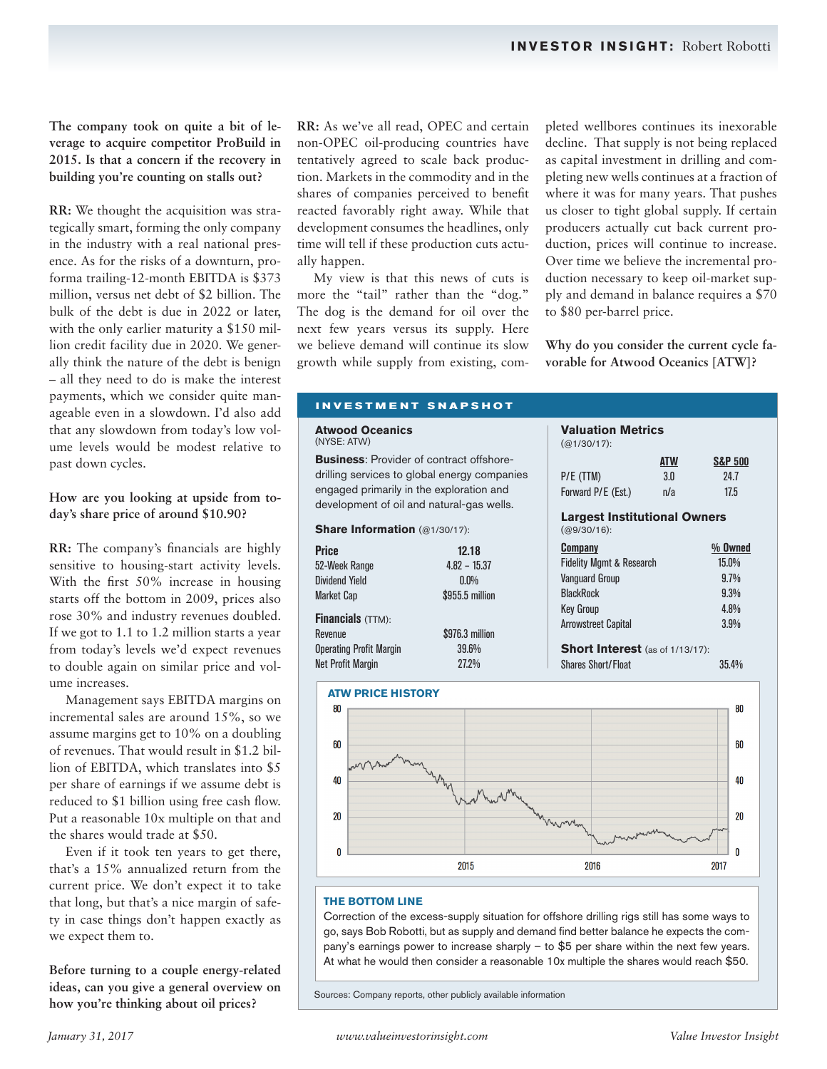**The company took on quite a bit of leverage to acquire competitor ProBuild in 2015. Is that a concern if the recovery in building you're counting on stalls out?**

**RR:** We thought the acquisition was strategically smart, forming the only company in the industry with a real national presence. As for the risks of a downturn, pro-forma trailing-12-month EBITDA is $373 million, versus net debt of $2 billion. The bulk of the debt is due in 2022 or later, with the only earlier maturity a $150 million credit facility due in 2020. We generally think the nature of the debt is benign – all they need to do is make the interest payments, which we consider quite manageable even in a slowdown. I'd also add that any slowdown from today's low volume levels would be modest relative to past down cycles.

**How are you looking at upside from today's share price of around $10.90?**

**RR:** The company's financials are highly sensitive to housing-start activity levels. With the first 50% increase in housing starts off the bottom in 2009, prices also rose 30% and industry revenues doubled. If we got to 1.1 to 1.2 million starts a year from today's levels we'd expect revenues to double again on similar price and volume increases.

Management says EBITDA margins on incremental sales are around 15%, so we assume margins get to 10% on a doubling of revenues. That would result in $1.2 billion of EBITDA, which translates into $5 per share of earnings if we assume debt is reduced to $1 billion using free cash flow. Put a reasonable 10x multiple on that and the shares would trade at $50.

Even if it took ten years to get there, that's a 15% annualized return from the current price. We don't expect it to take that long, but that's a nice margin of safety in case things don't happen exactly as we expect them to.

**Before turning to a couple energy-related ideas, can you give a general overview on how you're thinking about oil prices?**

**RR:** As we've all read, OPEC and certain non-OPEC oil-producing countries have tentatively agreed to scale back production. Markets in the commodity and in the shares of companies perceived to benefit reacted favorably right away. While that development consumes the headlines, only time will tell if these production cuts actually happen.

My view is that this news of cuts is more the "tail" rather than the "dog." The dog is the demand for oil over the next few years versus its supply. Here we believe demand will continue its slow growth while supply from existing, completed wellbores continues its inexorable decline. That supply is not being replaced as capital investment in drilling and completing new wells continues at a fraction of where it was for many years. That pushes us closer to tight global supply. If certain producers actually cut back current production, prices will continue to increase. Over time we believe the incremental production necessary to keep oil-market supply and demand in balance requires a $70 to $80 per-barrel price.

**Why do you consider the current cycle favorable for Atwood Oceanics [ATW]?**

## INVESTMENT SNAPSHOT

### Atwood Oceanics
(NYSE: ATW)

**Business**: Provider of contract offshore-drilling services to global energy companies engaged primarily in the exploration and development of oil and natural-gas wells.

**Share Information** (@1/30/17):

| | |
|---|---|
| **Price** | **12.18** |
| 52-Week Range | 4.82 – 15.37 |
| Dividend Yield | 0.0% |
| Market Cap | $955.5 million |

**Financials** (TTM):

| | |
|---|---|
| Revenue | $976.3 million |
| Operating Profit Margin | 39.6% |
| Net Profit Margin | 27.2% |

**Valuation Metrics**
(@1/30/17):

| | ATW | S&P 500 |
|---|---|---|
| P/E (TTM) | 3.0 | 24.7 |
| Forward P/E (Est.) | n/a | 17.5 |

**Largest Institutional Owners**
(@9/30/16):

| Company | % Owned |
|---|---|
| Fidelity Mgmt & Research | 15.0% |
| Vanguard Group | 9.7% |
| BlackRock | 9.3% |
| Key Group | 4.8% |
| Arrowstreet Capital | 3.9% |

**Short Interest** (as of 1/13/17):

| | |
|---|---|
| Shares Short/Float | 35.4% |

**ATW PRICE HISTORY**

**THE BOTTOM LINE**

Correction of the excess-supply situation for offshore drilling rigs still has some ways to go, says Bob Robotti, but as supply and demand find better balance he expects the company's earnings power to increase sharply – to $5 per share within the next few years. At what he would then consider a reasonable 10x multiple the shares would reach $50.

Sources: Company reports, other publicly available information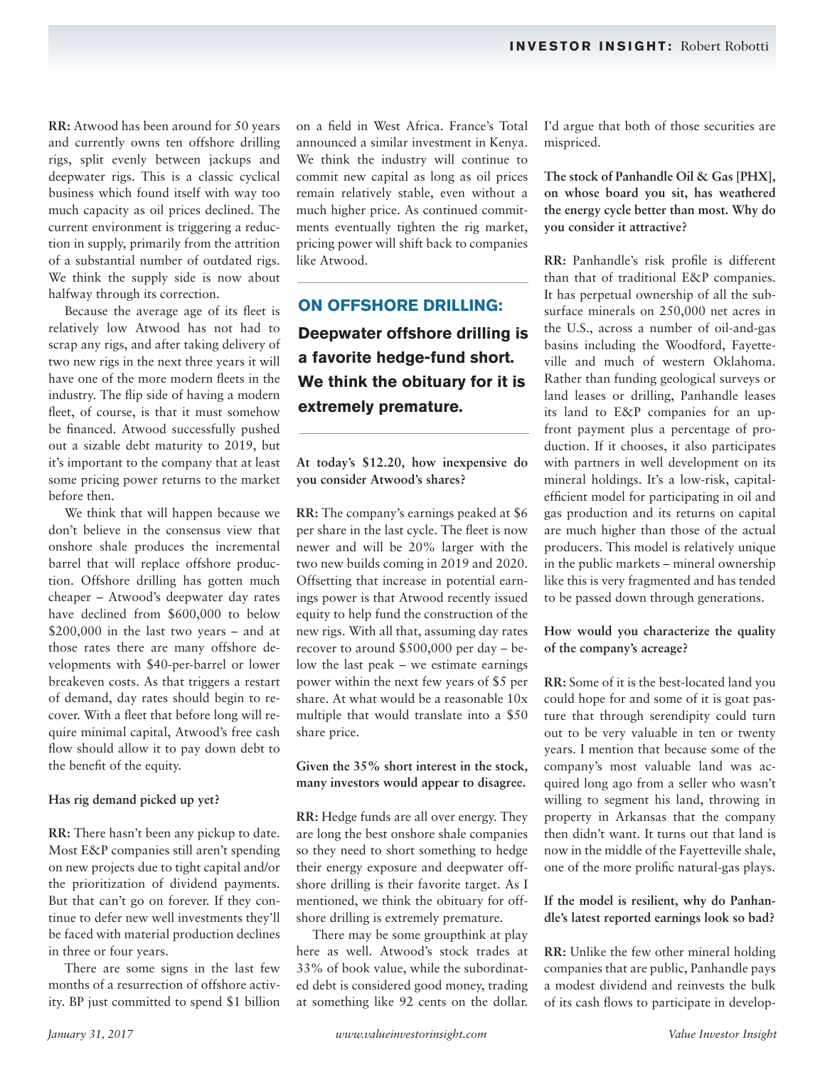**RR:** Atwood has been around for 50 years and currently owns ten offshore drilling rigs, split evenly between jackups and deepwater rigs. This is a classic cyclical business which found itself with way too much capacity as oil prices declined. The current environment is triggering a reduction in supply, primarily from the attrition of a substantial number of outdated rigs. We think the supply side is now about halfway through its correction.

Because the average age of its fleet is relatively low Atwood has not had to scrap any rigs, and after taking delivery of two new rigs in the next three years it will have one of the more modern fleets in the industry. The flip side of having a modern fleet, of course, is that it must somehow be financed. Atwood successfully pushed out a sizable debt maturity to 2019, but it's important to the company that at least some pricing power returns to the market before then.

We think that will happen because we don't believe in the consensus view that onshore shale produces the incremental barrel that will replace offshore production. Offshore drilling has gotten much cheaper – Atwood's deepwater day rates have declined from $600,000 to below $200,000 in the last two years – and at those rates there are many offshore developments with $40-per-barrel or lower breakeven costs. As that triggers a restart of demand, day rates should begin to recover. With a fleet that before long will require minimal capital, Atwood's free cash flow should allow it to pay down debt to the benefit of the equity.

**Has rig demand picked up yet?**

**RR:** There hasn't been any pickup to date. Most E&P companies still aren't spending on new projects due to tight capital and/or the prioritization of dividend payments. But that can't go on forever. If they continue to defer new well investments they'll be faced with material production declines in three or four years.

There are some signs in the last few months of a resurrection of offshore activity. BP just committed to spend $1 billion on a field in West Africa. France's Total announced a similar investment in Kenya. We think the industry will continue to commit new capital as long as oil prices remain relatively stable, even without a much higher price. As continued commitments eventually tighten the rig market, pricing power will shift back to companies like Atwood.

### ON OFFSHORE DRILLING:

**Deepwater offshore drilling is a favorite hedge-fund short. We think the obituary for it is extremely premature.**

**At today's $12.20, how inexpensive do you consider Atwood's shares?**

**RR:** The company's earnings peaked at $6 per share in the last cycle. The fleet is now newer and will be 20% larger with the two new builds coming in 2019 and 2020. Offsetting that increase in potential earnings power is that Atwood recently issued equity to help fund the construction of the new rigs. With all that, assuming day rates recover to around $500,000 per day – below the last peak – we estimate earnings power within the next few years of $5 per share. At what would be a reasonable 10x multiple that would translate into a $50 share price.

**Given the 35% short interest in the stock, many investors would appear to disagree.**

**RR:** Hedge funds are all over energy. They are long the best onshore shale companies so they need to short something to hedge their energy exposure and deepwater offshore drilling is their favorite target. As I mentioned, we think the obituary for offshore drilling is extremely premature.

There may be some groupthink at play here as well. Atwood's stock trades at 33% of book value, while the subordinated debt is considered good money, trading at something like 92 cents on the dollar. I'd argue that both of those securities are mispriced.

**The stock of Panhandle Oil & Gas [PHX], on whose board you sit, has weathered the energy cycle better than most. Why do you consider it attractive?**

**RR:** Panhandle's risk profile is different than that of traditional E&P companies. It has perpetual ownership of all the subsurface minerals on 250,000 net acres in the U.S., across a number of oil-and-gas basins including the Woodford, Fayetteville and much of western Oklahoma. Rather than funding geological surveys or land leases or drilling, Panhandle leases its land to E&P companies for an upfront payment plus a percentage of production. If it chooses, it also participates with partners in well development on its mineral holdings. It's a low-risk, capital-efficient model for participating in oil and gas production and its returns on capital are much higher than those of the actual producers. This model is relatively unique in the public markets – mineral ownership like this is very fragmented and has tended to be passed down through generations.

**How would you characterize the quality of the company's acreage?**

**RR:** Some of it is the best-located land you could hope for and some of it is goat pasture that through serendipity could turn out to be very valuable in ten or twenty years. I mention that because some of the company's most valuable land was acquired long ago from a seller who wasn't willing to segment his land, throwing in property in Arkansas that the company then didn't want. It turns out that land is now in the middle of the Fayetteville shale, one of the more prolific natural-gas plays.

**If the model is resilient, why do Panhandle's latest reported earnings look so bad?**

**RR:** Unlike the few other mineral holding companies that are public, Panhandle pays a modest dividend and reinvests the bulk of its cash flows to participate in develop-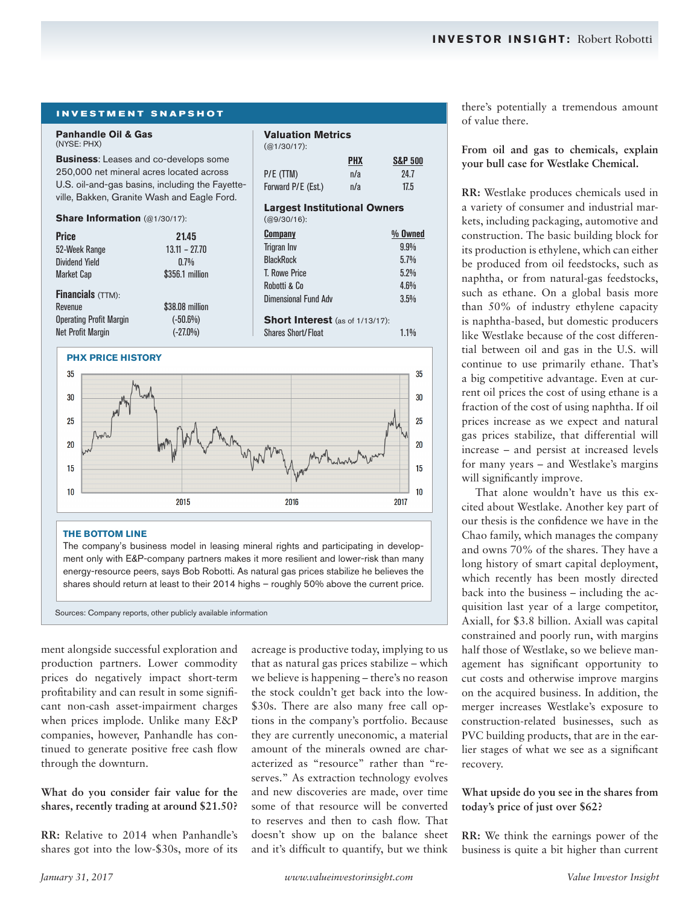## INVESTMENT SNAPSHOT

**Panhandle Oil & Gas**
(NYSE: PHX)

**Business**: Leases and co-develops some 250,000 net mineral acres located across U.S. oil-and-gas basins, including the Fayetteville, Bakken, Granite Wash and Eagle Ford.

**Share Information** (@1/30/17):

| | |
|---|---|
| **Price** | **21.45** |
| 52-Week Range | 13.11 – 27.70 |
| Dividend Yield | 0.7% |
| Market Cap | $356.1 million |

**Financials** (TTM):

| | |
|---|---|
| Revenue | $38.08 million |
| Operating Profit Margin | (-50.6%) |
| Net Profit Margin | (-27.0%) |

**Valuation Metrics**
(@1/30/17):

| | PHX | S&P 500 |
|---|---|---|
| P/E (TTM) | n/a | 24.7 |
| Forward P/E (Est.) | n/a | 17.5 |

**Largest Institutional Owners**
(@9/30/16):

| Company | % Owned |
|---|---|
| Trigran Inv | 9.9% |
| BlackRock | 5.7% |
| T. Rowe Price | 5.2% |
| Robotti & Co | 4.6% |
| Dimensional Fund Adv | 3.5% |

**Short Interest** (as of 1/13/17):

| | |
|---|---|
| Shares Short/Float | 1.1% |

**PHX PRICE HISTORY**

**THE BOTTOM LINE**

The company's business model in leasing mineral rights and participating in development only with E&P-company partners makes it more resilient and lower-risk than many energy-resource peers, says Bob Robotti. As natural gas prices stabilize he believes the shares should return at least to their 2014 highs – roughly 50% above the current price.

Sources: Company reports, other publicly available information

ment alongside successful exploration and production partners. Lower commodity prices do negatively impact short-term profitability and can result in some significant non-cash asset-impairment charges when prices implode. Unlike many E&P companies, however, Panhandle has continued to generate positive free cash flow through the downturn.

**What do you consider fair value for the shares, recently trading at around $21.50?**

**RR:** Relative to 2014 when Panhandle's shares got into the low-$30s, more of its acreage is productive today, implying to us that as natural gas prices stabilize – which we believe is happening – there's no reason the stock couldn't get back into the low-$30s. There are also many free call options in the company's portfolio. Because they are currently uneconomic, a material amount of the minerals owned are characterized as "resource" rather than "reserves." As extraction technology evolves and new discoveries are made, over time some of that resource will be converted to reserves and then to cash flow. That doesn't show up on the balance sheet and it's difficult to quantify, but we think there's potentially a tremendous amount of value there.

**From oil and gas to chemicals, explain your bull case for Westlake Chemical.**

**RR:** Westlake produces chemicals used in a variety of consumer and industrial markets, including packaging, automotive and construction. The basic building block for its production is ethylene, which can either be produced from oil feedstocks, such as naphtha, or from natural-gas feedstocks, such as ethane. On a global basis more than 50% of industry ethylene capacity is naphtha-based, but domestic producers like Westlake because of the cost differential between oil and gas in the U.S. will continue to use primarily ethane. That's a big competitive advantage. Even at current oil prices the cost of using ethane is a fraction of the cost of using naphtha. If oil prices increase as we expect and natural gas prices stabilize, that differential will increase – and persist at increased levels for many years – and Westlake's margins will significantly improve.

That alone wouldn't have us this excited about Westlake. Another key part of our thesis is the confidence we have in the Chao family, which manages the company and owns 70% of the shares. They have a long history of smart capital deployment, which recently has been mostly directed back into the business – including the acquisition last year of a large competitor, Axiall, for $3.8 billion. Axiall was capital constrained and poorly run, with margins half those of Westlake, so we believe management has significant opportunity to cut costs and otherwise improve margins on the acquired business. In addition, the merger increases Westlake's exposure to construction-related businesses, such as PVC building products, that are in the earlier stages of what we see as a significant recovery.

**What upside do you see in the shares from today's price of just over $62?**

**RR:** We think the earnings power of the business is quite a bit higher than current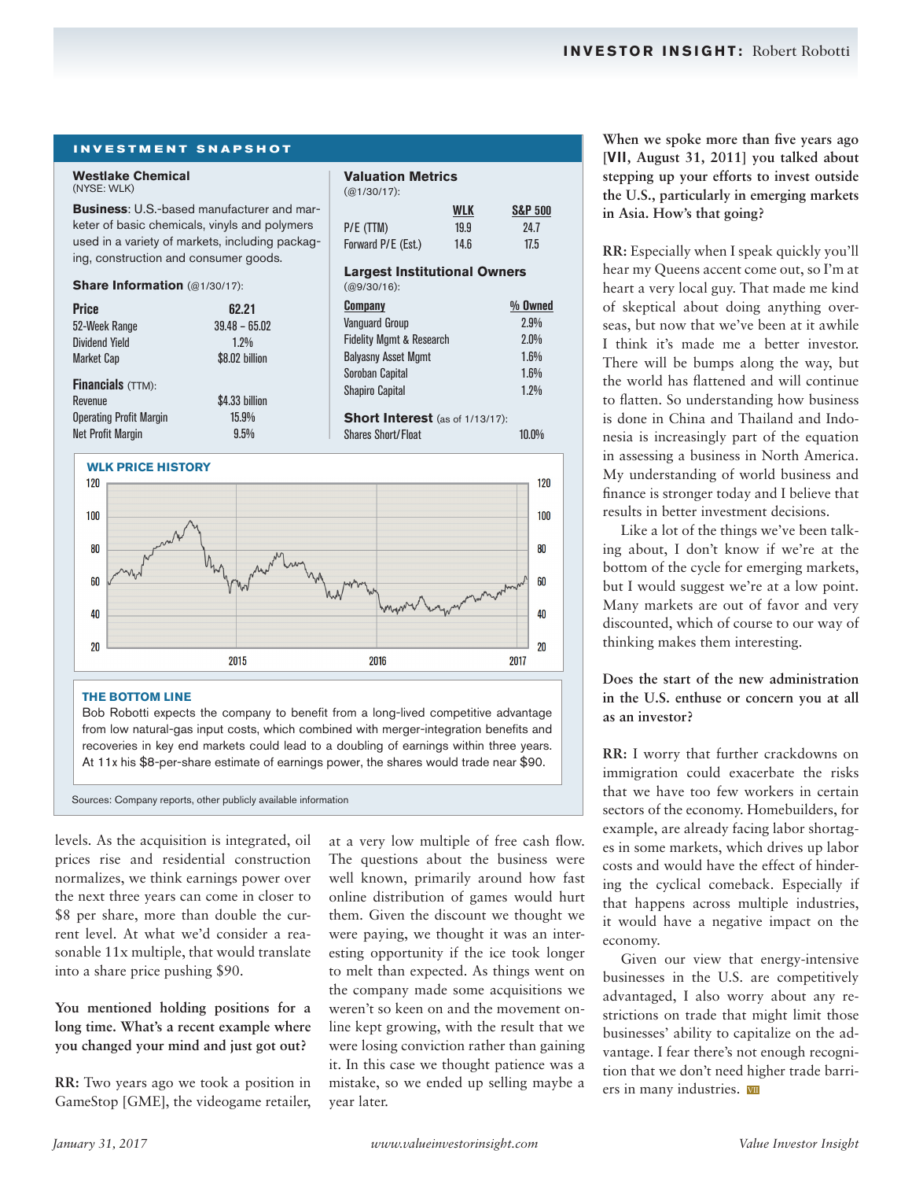## INVESTMENT SNAPSHOT

**Westlake Chemical**
(NYSE: WLK)

**Business**: U.S.-based manufacturer and marketer of basic chemicals, vinyls and polymers used in a variety of markets, including packaging, construction and consumer goods.

**Share Information** (@1/30/17):

| | |
|---|---|
| **Price** | **62.21** |
| 52-Week Range | 39.48 – 65.02 |
| Dividend Yield | 1.2% |
| Market Cap | $8.02 billion |

**Financials** (TTM):

| | |
|---|---|
| Revenue | $4.33 billion |
| Operating Profit Margin | 15.9% |
| Net Profit Margin | 9.5% |

**Valuation Metrics**
(@1/30/17):

| | WLK | S&P 500 |
|---|---|---|
| P/E (TTM) | 19.9 | 24.7 |
| Forward P/E (Est.) | 14.6 | 17.5 |

**Largest Institutional Owners**
(@9/30/16):

| Company | % Owned |
|---|---|
| Vanguard Group | 2.9% |
| Fidelity Mgmt & Research | 2.0% |
| Balyasny Asset Mgmt | 1.6% |
| Soroban Capital | 1.6% |
| Shapiro Capital | 1.2% |

**Short Interest** (as of 1/13/17):

| | |
|---|---|
| Shares Short/Float | 10.0% |

**WLK PRICE HISTORY**

**THE BOTTOM LINE**

Bob Robotti expects the company to benefit from a long-lived competitive advantage from low natural-gas input costs, which combined with merger-integration benefits and recoveries in key end markets could lead to a doubling of earnings within three years. At 11x his $8-per-share estimate of earnings power, the shares would trade near $90.

Sources: Company reports, other publicly available information

levels. As the acquisition is integrated, oil prices rise and residential construction normalizes, we think earnings power over the next three years can come in closer to $8 per share, more than double the current level. At what we'd consider a reasonable 11x multiple, that would translate into a share price pushing $90.

**You mentioned holding positions for a long time. What's a recent example where you changed your mind and just got out?**

**RR:** Two years ago we took a position in GameStop [GME], the videogame retailer, at a very low multiple of free cash flow. The questions about the business were well known, primarily around how fast online distribution of games would hurt them. Given the discount we thought we were paying, we thought it was an interesting opportunity if the ice took longer to melt than expected. As things went on the company made some acquisitions we weren't so keen on and the movement online kept growing, with the result that we were losing conviction rather than gaining it. In this case we thought patience was a mistake, so we ended up selling maybe a year later.

**When we spoke more than five years ago [VII, August 31, 2011] you talked about stepping up your efforts to invest outside the U.S., particularly in emerging markets in Asia. How's that going?**

**RR:** Especially when I speak quickly you'll hear my Queens accent come out, so I'm at heart a very local guy. That made me kind of skeptical about doing anything overseas, but now that we've been at it awhile I think it's made me a better investor. There will be bumps along the way, but the world has flattened and will continue to flatten. So understanding how business is done in China and Thailand and Indonesia is increasingly part of the equation in assessing a business in North America. My understanding of world business and finance is stronger today and I believe that results in better investment decisions.

Like a lot of the things we've been talking about, I don't know if we're at the bottom of the cycle for emerging markets, but I would suggest we're at a low point. Many markets are out of favor and very discounted, which of course to our way of thinking makes them interesting.

**Does the start of the new administration in the U.S. enthuse or concern you at all as an investor?**

**RR:** I worry that further crackdowns on immigration could exacerbate the risks that we have too few workers in certain sectors of the economy. Homebuilders, for example, are already facing labor shortages in some markets, which drives up labor costs and would have the effect of hindering the cyclical comeback. Especially if that happens across multiple industries, it would have a negative impact on the economy.

Given our view that energy-intensive businesses in the U.S. are competitively advantaged, I also worry about any restrictions on trade that might limit those businesses' ability to capitalize on the advantage. I fear there's not enough recognition that we don't need higher trade barriers in many industries.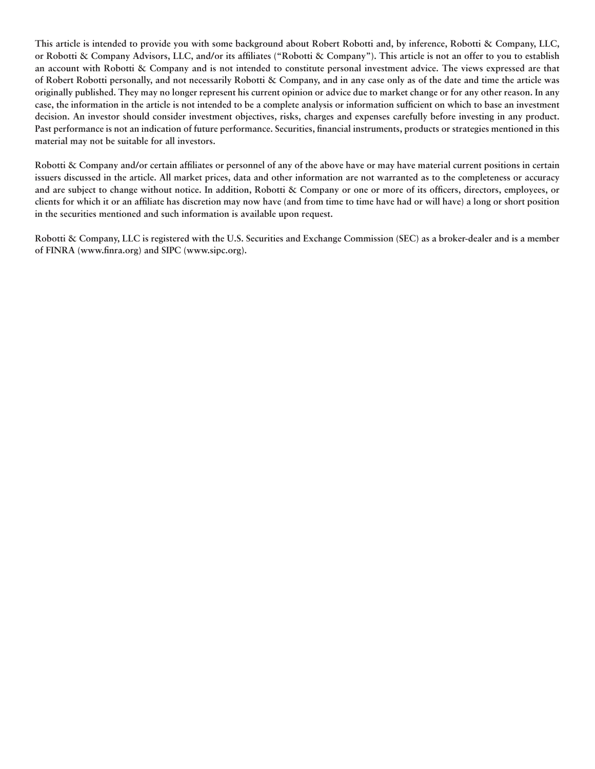**This article is intended to provide you with some background about Robert Robotti and, by inference, Robotti & Company, LLC, or Robotti & Company Advisors, LLC, and/or its affiliates ("Robotti & Company"). This article is not an offer to you to establish an account with Robotti & Company and is not intended to constitute personal investment advice. The views expressed are that of Robert Robotti personally, and not necessarily Robotti & Company, and in any case only as of the date and time the article was originally published. They may no longer represent his current opinion or advice due to market change or for any other reason. In any case, the information in the article is not intended to be a complete analysis or information sufficient on which to base an investment decision. An investor should consider investment objectives, risks, charges and expenses carefully before investing in any product. Past performance is not an indication of future performance. Securities, financial instruments, products or strategies mentioned in this material may not be suitable for all investors.**

**Robotti & Company and/or certain affiliates or personnel of any of the above have or may have material current positions in certain issuers discussed in the article. All market prices, data and other information are not warranted as to the completeness or accuracy and are subject to change without notice. In addition, Robotti & Company or one or more of its officers, directors, employees, or clients for which it or an affiliate has discretion may now have (and from time to time have had or will have) a long or short position in the securities mentioned and such information is available upon request.**

**Robotti & Company, LLC is registered with the U.S. Securities and Exchange Commission (SEC) as a broker-dealer and is a member of FINRA (www.finra.org) and SIPC (www.sipc.org).**